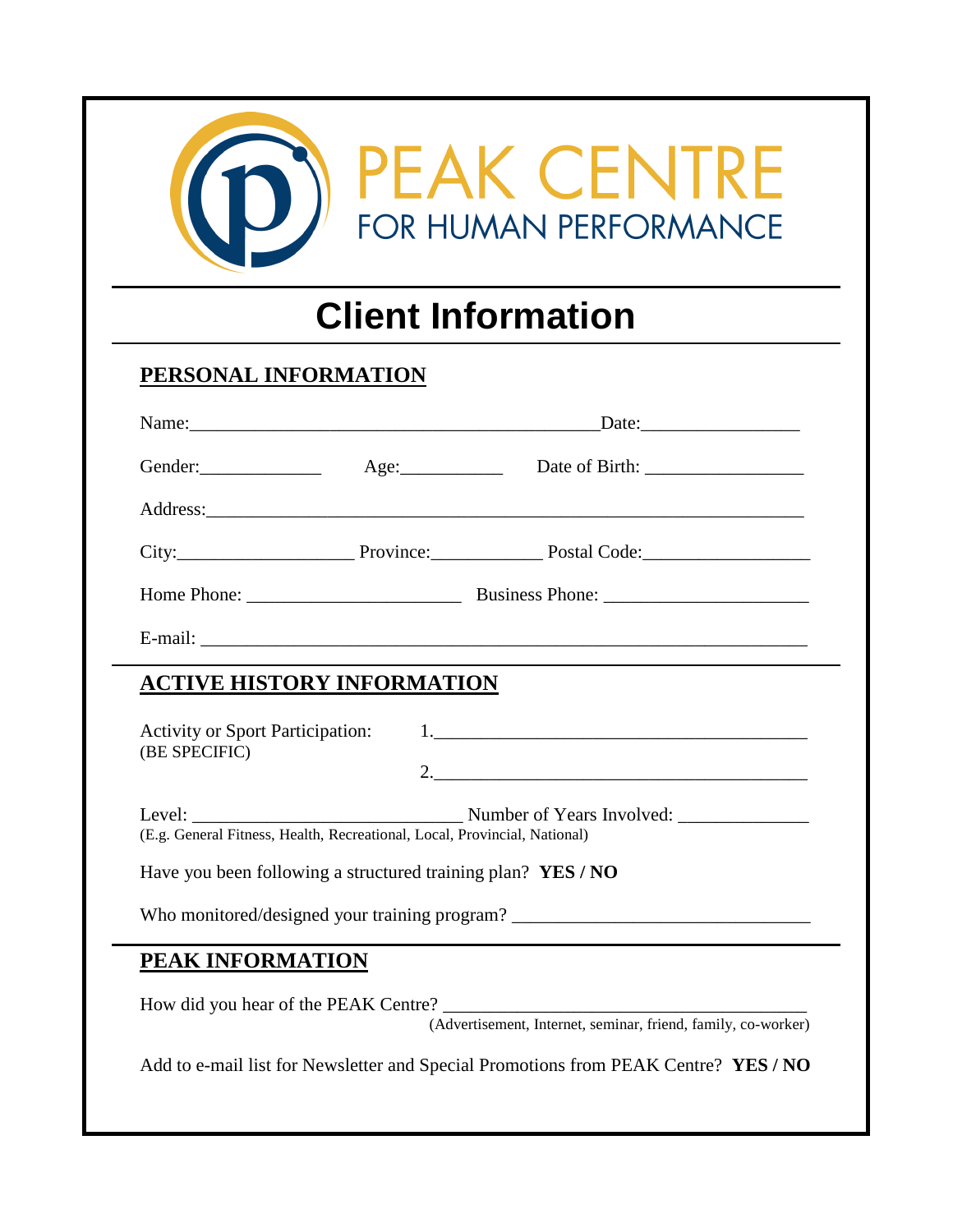PEAK CENTRE
FOR HUMAN PERFORMANCE

# Client Information

## PERSONAL INFORMATION

Name:____________________________________________Date:________________

Gender:_____________ Age:___________ Date of Birth: _________________

Address:_________________________________________________________________

City:__________________ Province:____________ Postal Code:_________________

Home Phone: ______________________ Business Phone: _____________________

E-mail: _________________________________________________________________

## ACTIVE HISTORY INFORMATION

Activity or Sport Participation: 1.________________________________________
(BE SPECIFIC)

2.________________________________________

Level: ____________________________ Number of Years Involved: _____________
(E.g. General Fitness, Health, Recreational, Local, Provincial, National)

Have you been following a structured training plan? **YES / NO**

Who monitored/designed your training program? _______________________________

## PEAK INFORMATION

How did you hear of the PEAK Centre? _______________________________________
(Advertisement, Internet, seminar, friend, family, co-worker)

Add to e-mail list for Newsletter and Special Promotions from PEAK Centre? **YES / NO**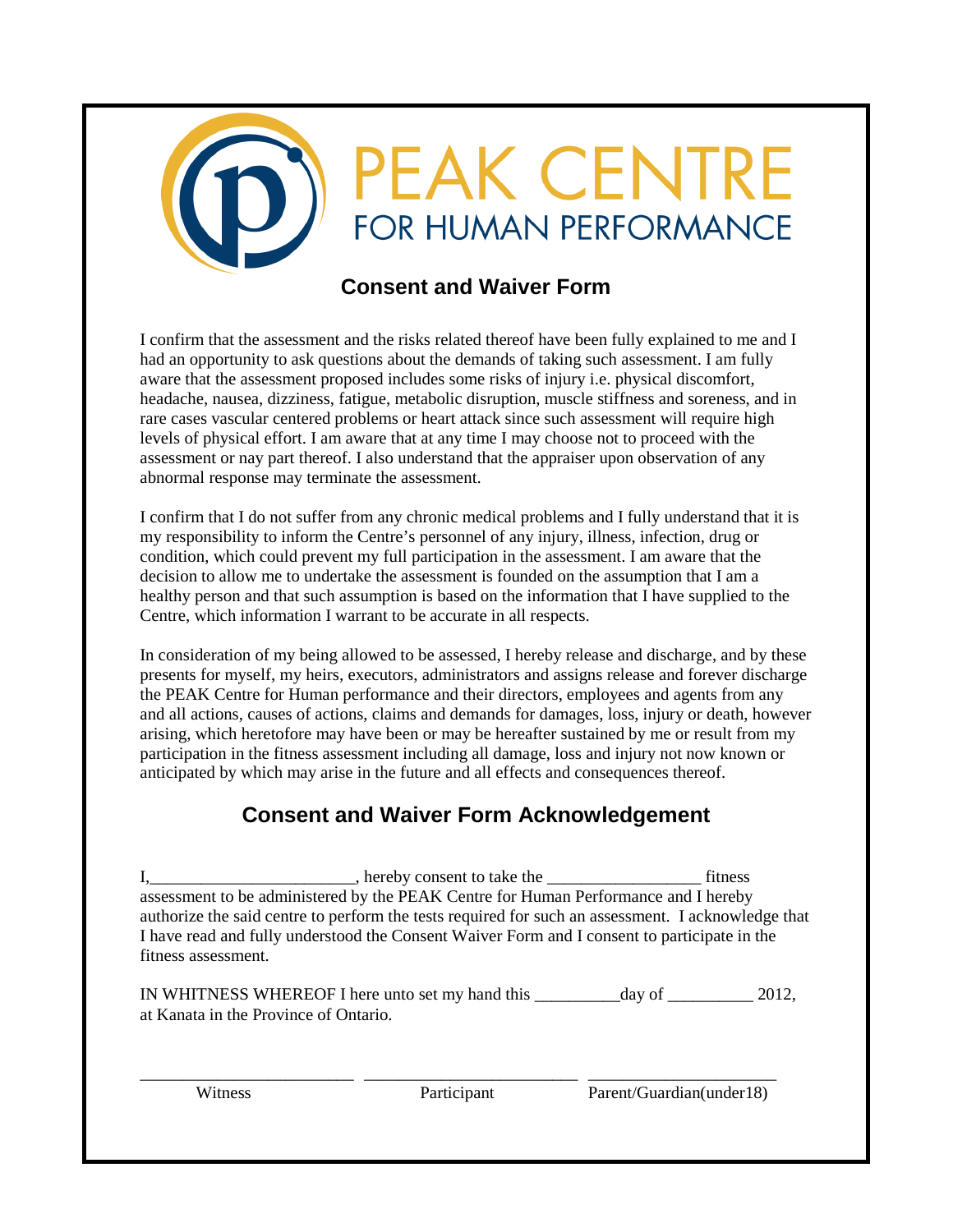PEAK CENTRE
FOR HUMAN PERFORMANCE

## Consent and Waiver Form

I confirm that the assessment and the risks related thereof have been fully explained to me and I had an opportunity to ask questions about the demands of taking such assessment. I am fully aware that the assessment proposed includes some risks of injury i.e. physical discomfort, headache, nausea, dizziness, fatigue, metabolic disruption, muscle stiffness and soreness, and in rare cases vascular centered problems or heart attack since such assessment will require high levels of physical effort. I am aware that at any time I may choose not to proceed with the assessment or nay part thereof. I also understand that the appraiser upon observation of any abnormal response may terminate the assessment.

I confirm that I do not suffer from any chronic medical problems and I fully understand that it is my responsibility to inform the Centre's personnel of any injury, illness, infection, drug or condition, which could prevent my full participation in the assessment. I am aware that the decision to allow me to undertake the assessment is founded on the assumption that I am a healthy person and that such assumption is based on the information that I have supplied to the Centre, which information I warrant to be accurate in all respects.

In consideration of my being allowed to be assessed, I hereby release and discharge, and by these presents for myself, my heirs, executors, administrators and assigns release and forever discharge the PEAK Centre for Human performance and their directors, employees and agents from any and all actions, causes of actions, claims and demands for damages, loss, injury or death, however arising, which heretofore may have been or may be hereafter sustained by me or result from my participation in the fitness assessment including all damage, loss and injury not now known or anticipated by which may arise in the future and all effects and consequences thereof.

## Consent and Waiver Form Acknowledgement

I,________________________, hereby consent to take the _________________ fitness assessment to be administered by the PEAK Centre for Human Performance and I hereby authorize the said centre to perform the tests required for such an assessment. I acknowledge that I have read and fully understood the Consent Waiver Form and I consent to participate in the fitness assessment.

IN WHITNESS WHEREOF I here unto set my hand this __________day of __________ 2012, at Kanata in the Province of Ontario.

_________________________ _________________________ _____________________

Witness Participant Parent/Guardian(under18)